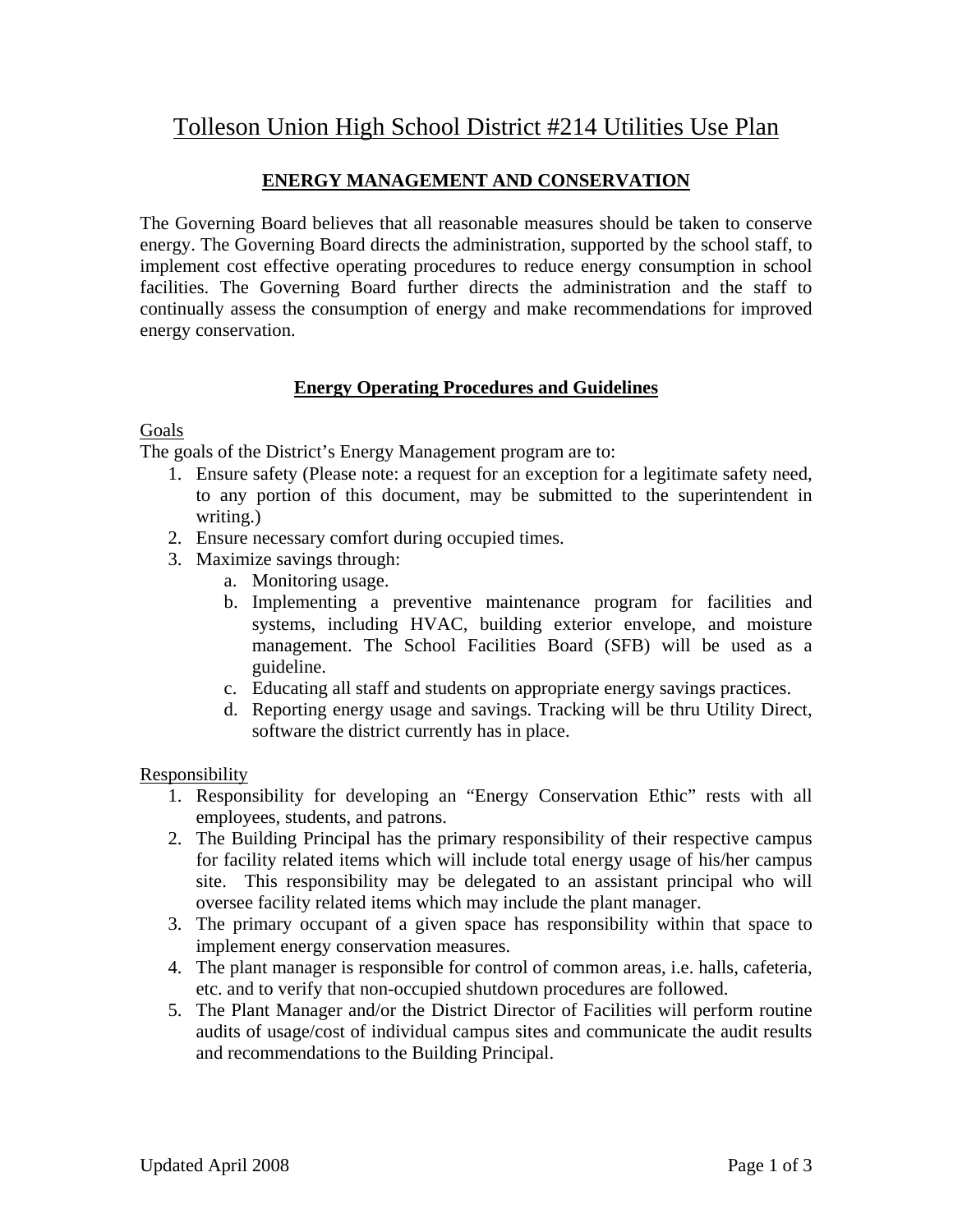# Tolleson Union High School District #214 Utilities Use Plan

## ENERGY MANAGEMENT AND CONSERVATION

The Governing Board believes that all reasonable measures should be taken to conserve energy. The Governing Board directs the administration, supported by the school staff, to implement cost effective operating procedures to reduce energy consumption in school facilities. The Governing Board further directs the administration and the staff to continually assess the consumption of energy and make recommendations for improved energy conservation.

### Energy Operating Procedures and Guidelines

Goals

The goals of the District's Energy Management program are to:

1. Ensure safety (Please note: a request for an exception for a legitimate safety need, to any portion of this document, may be submitted to the superintendent in writing.)
2. Ensure necessary comfort during occupied times.
3. Maximize savings through:
   a. Monitoring usage.
   b. Implementing a preventive maintenance program for facilities and systems, including HVAC, building exterior envelope, and moisture management. The School Facilities Board (SFB) will be used as a guideline.
   c. Educating all staff and students on appropriate energy savings practices.
   d. Reporting energy usage and savings. Tracking will be thru Utility Direct, software the district currently has in place.

Responsibility

1. Responsibility for developing an "Energy Conservation Ethic" rests with all employees, students, and patrons.
2. The Building Principal has the primary responsibility of their respective campus for facility related items which will include total energy usage of his/her campus site. This responsibility may be delegated to an assistant principal who will oversee facility related items which may include the plant manager.
3. The primary occupant of a given space has responsibility within that space to implement energy conservation measures.
4. The plant manager is responsible for control of common areas, i.e. halls, cafeteria, etc. and to verify that non-occupied shutdown procedures are followed.
5. The Plant Manager and/or the District Director of Facilities will perform routine audits of usage/cost of individual campus sites and communicate the audit results and recommendations to the Building Principal.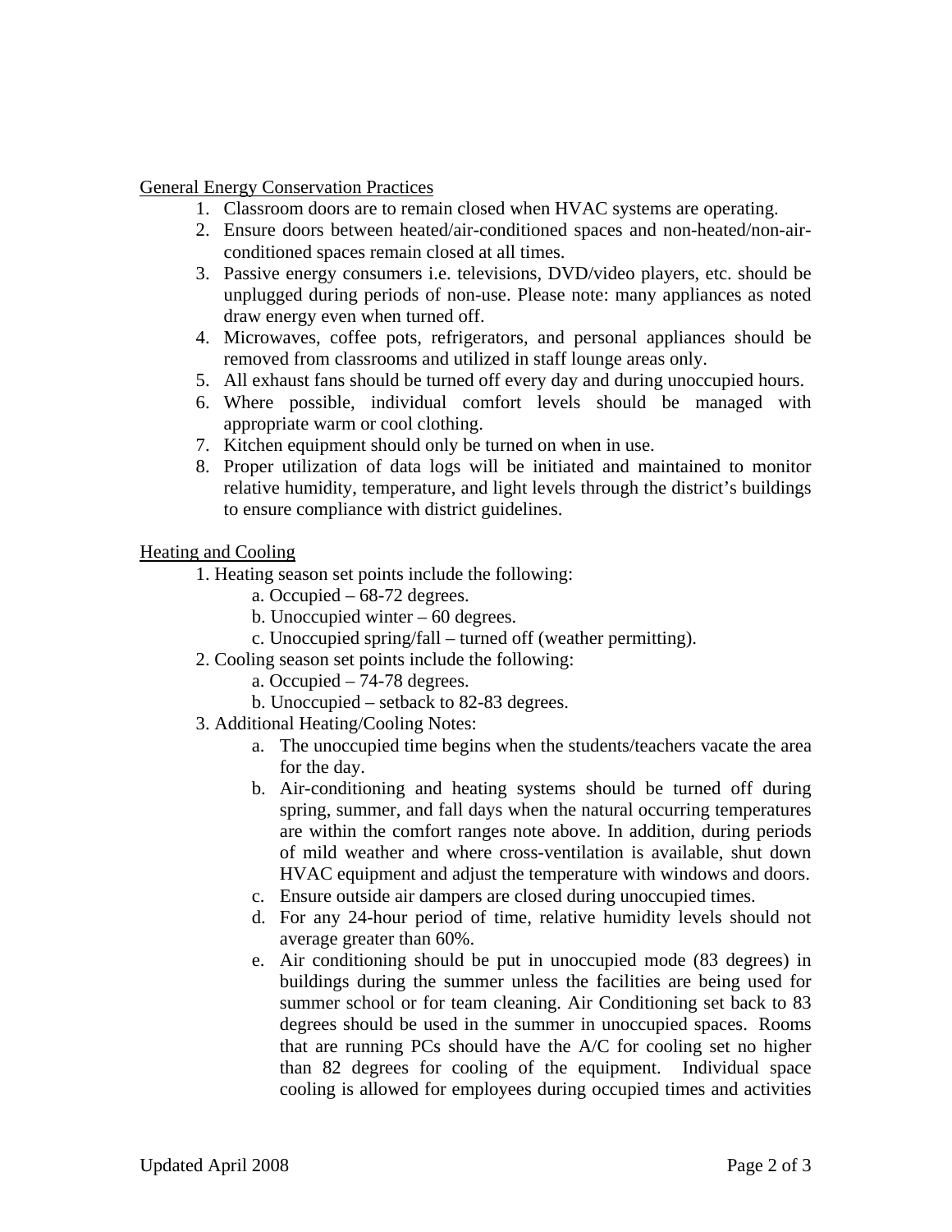General Energy Conservation Practices

1. Classroom doors are to remain closed when HVAC systems are operating.
2. Ensure doors between heated/air-conditioned spaces and non-heated/non-air-conditioned spaces remain closed at all times.
3. Passive energy consumers i.e. televisions, DVD/video players, etc. should be unplugged during periods of non-use. Please note: many appliances as noted draw energy even when turned off.
4. Microwaves, coffee pots, refrigerators, and personal appliances should be removed from classrooms and utilized in staff lounge areas only.
5. All exhaust fans should be turned off every day and during unoccupied hours.
6. Where possible, individual comfort levels should be managed with appropriate warm or cool clothing.
7. Kitchen equipment should only be turned on when in use.
8. Proper utilization of data logs will be initiated and maintained to monitor relative humidity, temperature, and light levels through the district's buildings to ensure compliance with district guidelines.

Heating and Cooling

1. Heating season set points include the following:
   a. Occupied – 68-72 degrees.
   b. Unoccupied winter – 60 degrees.
   c. Unoccupied spring/fall – turned off (weather permitting).
2. Cooling season set points include the following:
   a. Occupied – 74-78 degrees.
   b. Unoccupied – setback to 82-83 degrees.
3. Additional Heating/Cooling Notes:
   a. The unoccupied time begins when the students/teachers vacate the area for the day.
   b. Air-conditioning and heating systems should be turned off during spring, summer, and fall days when the natural occurring temperatures are within the comfort ranges note above. In addition, during periods of mild weather and where cross-ventilation is available, shut down HVAC equipment and adjust the temperature with windows and doors.
   c. Ensure outside air dampers are closed during unoccupied times.
   d. For any 24-hour period of time, relative humidity levels should not average greater than 60%.
   e. Air conditioning should be put in unoccupied mode (83 degrees) in buildings during the summer unless the facilities are being used for summer school or for team cleaning. Air Conditioning set back to 83 degrees should be used in the summer in unoccupied spaces. Rooms that are running PCs should have the A/C for cooling set no higher than 82 degrees for cooling of the equipment. Individual space cooling is allowed for employees during occupied times and activities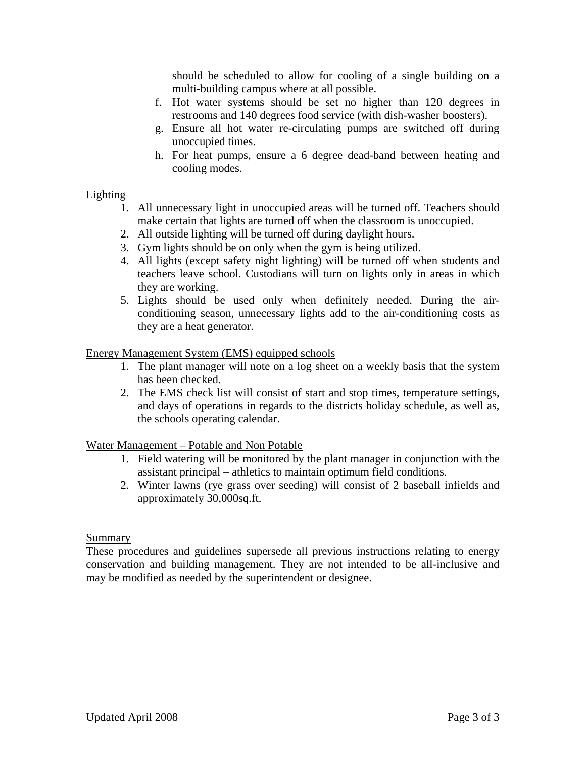should be scheduled to allow for cooling of a single building on a multi-building campus where at all possible.

f. Hot water systems should be set no higher than 120 degrees in restrooms and 140 degrees food service (with dish-washer boosters).
g. Ensure all hot water re-circulating pumps are switched off during unoccupied times.
h. For heat pumps, ensure a 6 degree dead-band between heating and cooling modes.

<u>Lighting</u>

1. All unnecessary light in unoccupied areas will be turned off. Teachers should make certain that lights are turned off when the classroom is unoccupied.
2. All outside lighting will be turned off during daylight hours.
3. Gym lights should be on only when the gym is being utilized.
4. All lights (except safety night lighting) will be turned off when students and teachers leave school. Custodians will turn on lights only in areas in which they are working.
5. Lights should be used only when definitely needed. During the air-conditioning season, unnecessary lights add to the air-conditioning costs as they are a heat generator.

<u>Energy Management System (EMS) equipped schools</u>

1. The plant manager will note on a log sheet on a weekly basis that the system has been checked.
2. The EMS check list will consist of start and stop times, temperature settings, and days of operations in regards to the districts holiday schedule, as well as, the schools operating calendar.

<u>Water Management – Potable and Non Potable</u>

1. Field watering will be monitored by the plant manager in conjunction with the assistant principal – athletics to maintain optimum field conditions.
2. Winter lawns (rye grass over seeding) will consist of 2 baseball infields and approximately 30,000sq.ft.

<u>Summary</u>

These procedures and guidelines supersede all previous instructions relating to energy conservation and building management. They are not intended to be all-inclusive and may be modified as needed by the superintendent or designee.

Updated April 2008